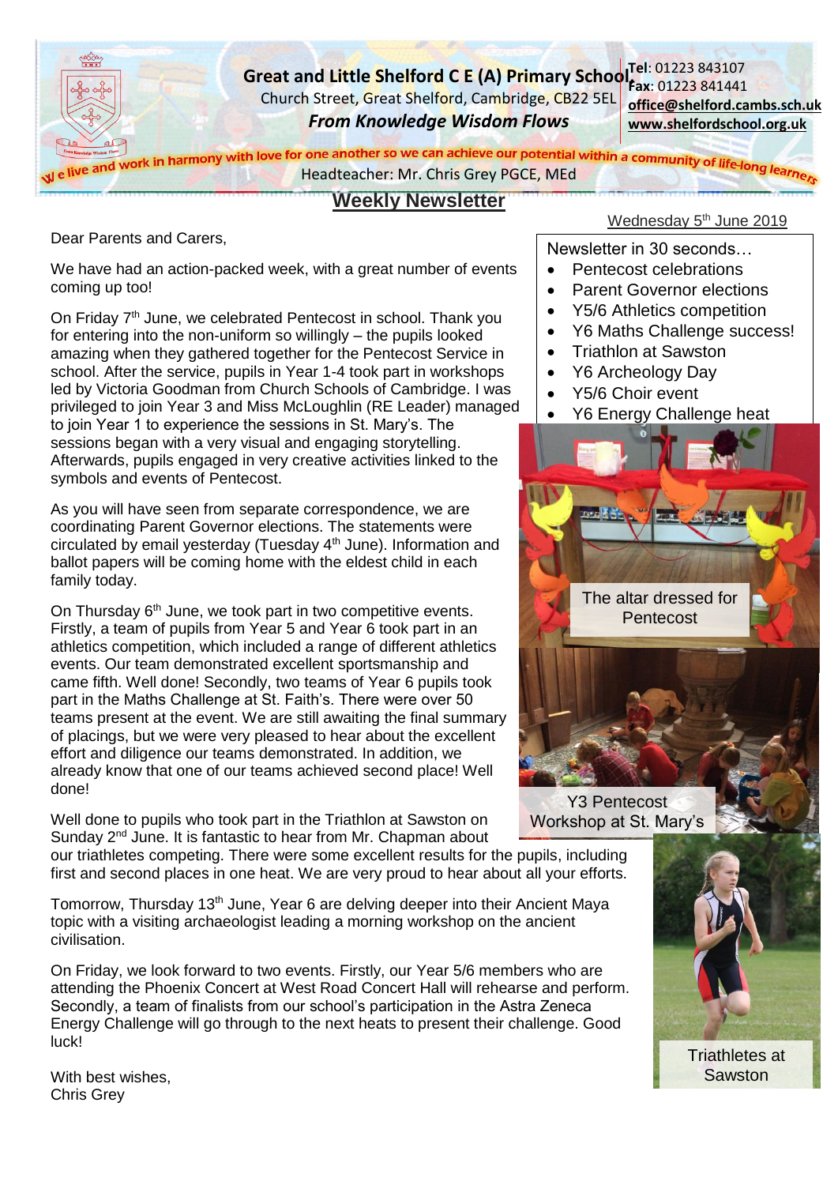**Great and Little Shelford C E (A) Primary School**
Church Street, Great Shelford, Cambridge, CB22 5EL
***From Knowledge Wisdom Flows***

**Tel**: 01223 843107
**Fax**: 01223 841441
**office@shelford.cambs.sch.uk**
**www.shelfordschool.org.uk**

We live and work in harmony with love for one another so we can achieve our potential within a community of life-long learners

Headteacher: Mr. Chris Grey PGCE, MEd

# Weekly Newsletter

Wednesday 5th June 2019

Newsletter in 30 seconds…

- Pentecost celebrations
- Parent Governor elections
- Y5/6 Athletics competition
- Y6 Maths Challenge success!
- Triathlon at Sawston
- Y6 Archeology Day
- Y5/6 Choir event
- Y6 Energy Challenge heat

Dear Parents and Carers,

We have had an action-packed week, with a great number of events coming up too!

On Friday 7th June, we celebrated Pentecost in school. Thank you for entering into the non-uniform so willingly – the pupils looked amazing when they gathered together for the Pentecost Service in school. After the service, pupils in Year 1-4 took part in workshops led by Victoria Goodman from Church Schools of Cambridge. I was privileged to join Year 3 and Miss McLoughlin (RE Leader) managed to join Year 1 to experience the sessions in St. Mary's. The sessions began with a very visual and engaging storytelling. Afterwards, pupils engaged in very creative activities linked to the symbols and events of Pentecost.

As you will have seen from separate correspondence, we are coordinating Parent Governor elections. The statements were circulated by email yesterday (Tuesday 4th June). Information and ballot papers will be coming home with the eldest child in each family today.

On Thursday 6th June, we took part in two competitive events. Firstly, a team of pupils from Year 5 and Year 6 took part in an athletics competition, which included a range of different athletics events. Our team demonstrated excellent sportsmanship and came fifth. Well done! Secondly, two teams of Year 6 pupils took part in the Maths Challenge at St. Faith's. There were over 50 teams present at the event. We are still awaiting the final summary of placings, but we were very pleased to hear about the excellent effort and diligence our teams demonstrated. In addition, we already know that one of our teams achieved second place! Well done!

Well done to pupils who took part in the Triathlon at Sawston on Sunday 2nd June. It is fantastic to hear from Mr. Chapman about our triathletes competing. There were some excellent results for the pupils, including first and second places in one heat. We are very proud to hear about all your efforts.

Tomorrow, Thursday 13th June, Year 6 are delving deeper into their Ancient Maya topic with a visiting archaeologist leading a morning workshop on the ancient civilisation.

On Friday, we look forward to two events. Firstly, our Year 5/6 members who are attending the Phoenix Concert at West Road Concert Hall will rehearse and perform. Secondly, a team of finalists from our school's participation in the Astra Zeneca Energy Challenge will go through to the next heats to present their challenge. Good luck!

With best wishes,
Chris Grey

The altar dressed for Pentecost

Y3 Pentecost Workshop at St. Mary's

Triathletes at Sawston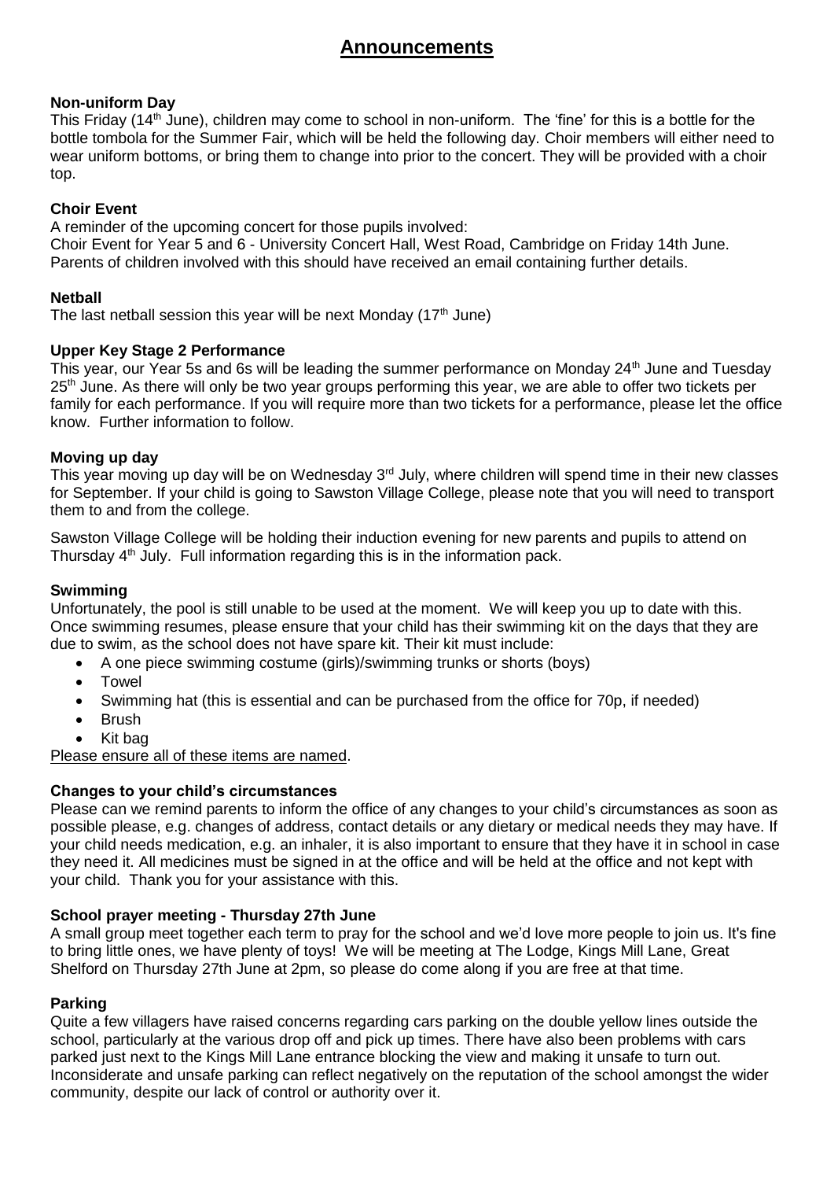# Announcements

**Non-uniform Day**

This Friday (14th June), children may come to school in non-uniform. The 'fine' for this is a bottle for the bottle tombola for the Summer Fair, which will be held the following day. Choir members will either need to wear uniform bottoms, or bring them to change into prior to the concert. They will be provided with a choir top.

**Choir Event**

A reminder of the upcoming concert for those pupils involved:

Choir Event for Year 5 and 6 - University Concert Hall, West Road, Cambridge on Friday 14th June. Parents of children involved with this should have received an email containing further details.

**Netball**

The last netball session this year will be next Monday (17th June)

**Upper Key Stage 2 Performance**

This year, our Year 5s and 6s will be leading the summer performance on Monday 24th June and Tuesday 25th June. As there will only be two year groups performing this year, we are able to offer two tickets per family for each performance. If you will require more than two tickets for a performance, please let the office know. Further information to follow.

**Moving up day**

This year moving up day will be on Wednesday 3rd July, where children will spend time in their new classes for September. If your child is going to Sawston Village College, please note that you will need to transport them to and from the college.

Sawston Village College will be holding their induction evening for new parents and pupils to attend on Thursday 4th July. Full information regarding this is in the information pack.

**Swimming**

Unfortunately, the pool is still unable to be used at the moment. We will keep you up to date with this. Once swimming resumes, please ensure that your child has their swimming kit on the days that they are due to swim, as the school does not have spare kit. Their kit must include:

- A one piece swimming costume (girls)/swimming trunks or shorts (boys)
- Towel
- Swimming hat (this is essential and can be purchased from the office for 70p, if needed)
- Brush
- Kit bag

Please ensure all of these items are named.

**Changes to your child's circumstances**

Please can we remind parents to inform the office of any changes to your child's circumstances as soon as possible please, e.g. changes of address, contact details or any dietary or medical needs they may have. If your child needs medication, e.g. an inhaler, it is also important to ensure that they have it in school in case they need it. All medicines must be signed in at the office and will be held at the office and not kept with your child. Thank you for your assistance with this.

**School prayer meeting - Thursday 27th June**

A small group meet together each term to pray for the school and we'd love more people to join us. It's fine to bring little ones, we have plenty of toys! We will be meeting at The Lodge, Kings Mill Lane, Great Shelford on Thursday 27th June at 2pm, so please do come along if you are free at that time.

**Parking**

Quite a few villagers have raised concerns regarding cars parking on the double yellow lines outside the school, particularly at the various drop off and pick up times. There have also been problems with cars parked just next to the Kings Mill Lane entrance blocking the view and making it unsafe to turn out. Inconsiderate and unsafe parking can reflect negatively on the reputation of the school amongst the wider community, despite our lack of control or authority over it.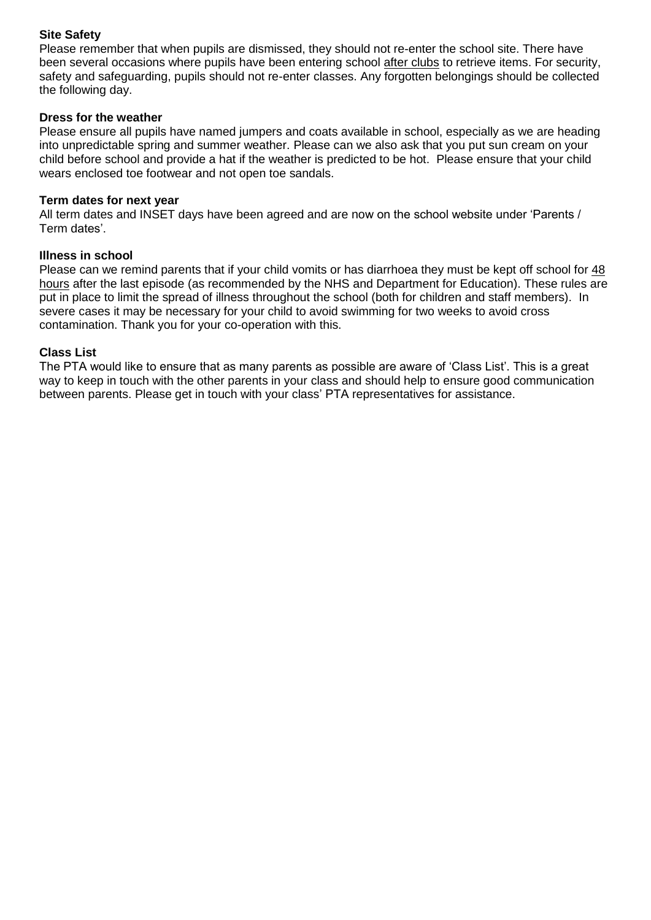**Site Safety**

Please remember that when pupils are dismissed, they should not re-enter the school site. There have been several occasions where pupils have been entering school after clubs to retrieve items. For security, safety and safeguarding, pupils should not re-enter classes. Any forgotten belongings should be collected the following day.

**Dress for the weather**

Please ensure all pupils have named jumpers and coats available in school, especially as we are heading into unpredictable spring and summer weather. Please can we also ask that you put sun cream on your child before school and provide a hat if the weather is predicted to be hot. Please ensure that your child wears enclosed toe footwear and not open toe sandals.

**Term dates for next year**

All term dates and INSET days have been agreed and are now on the school website under 'Parents / Term dates'.

**Illness in school**

Please can we remind parents that if your child vomits or has diarrhoea they must be kept off school for 48 hours after the last episode (as recommended by the NHS and Department for Education). These rules are put in place to limit the spread of illness throughout the school (both for children and staff members). In severe cases it may be necessary for your child to avoid swimming for two weeks to avoid cross contamination. Thank you for your co-operation with this.

**Class List**

The PTA would like to ensure that as many parents as possible are aware of 'Class List'. This is a great way to keep in touch with the other parents in your class and should help to ensure good communication between parents. Please get in touch with your class' PTA representatives for assistance.